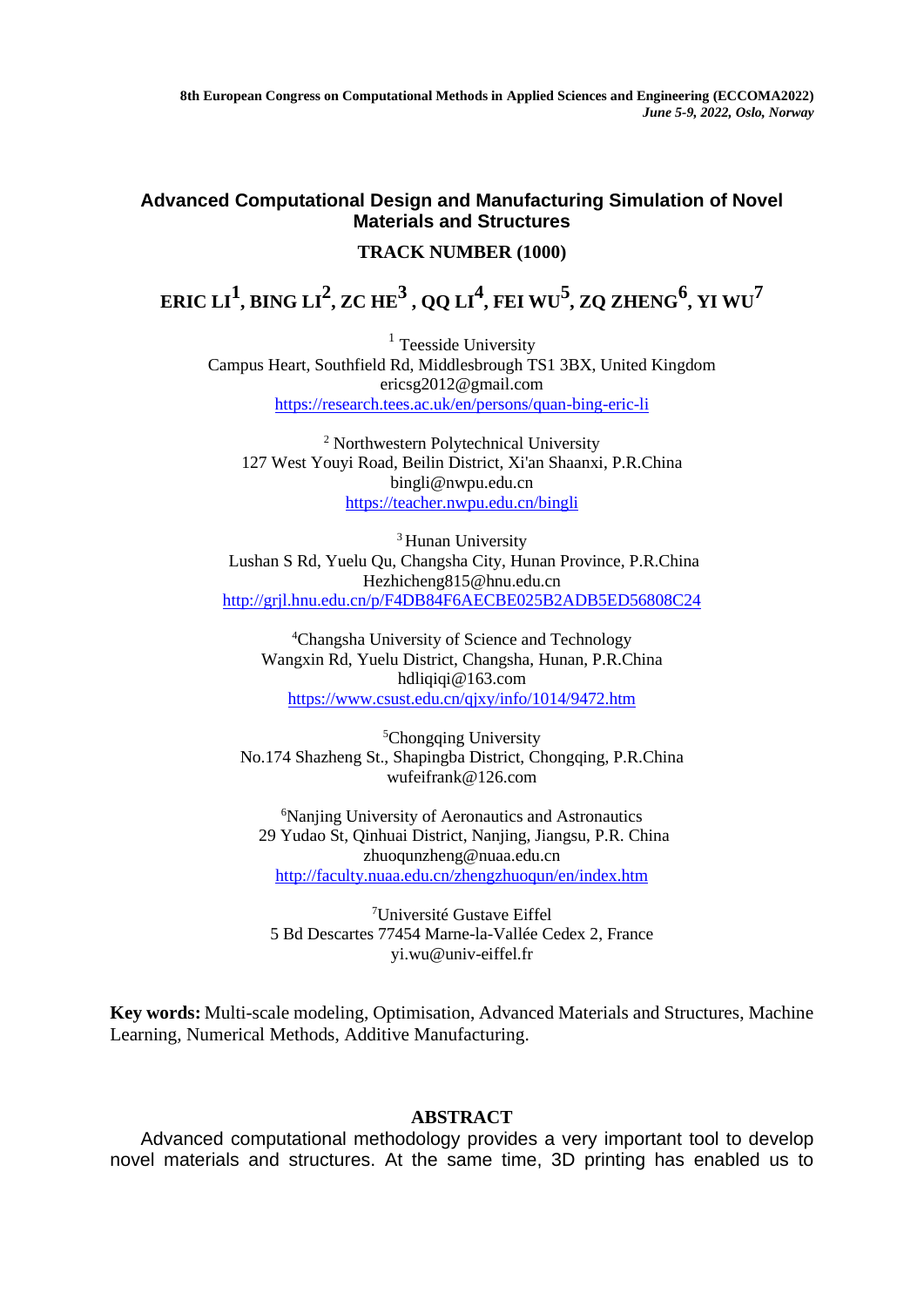8th European Congress on Computational Methods in Applied Sciences and Engineering (ECCOMA2022)
*June 5-9, 2022, Oslo, Norway*

# Advanced Computational Design and Manufacturing Simulation of Novel Materials and Structures

## TRACK NUMBER (1000)

**ERIC LI[1], BING LI[2], ZC HE[3], QQ LI[4], FEI WU[5], ZQ ZHENG[6], YI WU[7]**

[1] Teesside University
Campus Heart, Southfield Rd, Middlesbrough TS1 3BX, United Kingdom
ericsg2012@gmail.com
https://research.tees.ac.uk/en/persons/quan-bing-eric-li

[2] Northwestern Polytechnical University
127 West Youyi Road, Beilin District, Xi'an Shaanxi, P.R.China
bingli@nwpu.edu.cn
https://teacher.nwpu.edu.cn/bingli

[3] Hunan University
Lushan S Rd, Yuelu Qu, Changsha City, Hunan Province, P.R.China
Hezhicheng815@hnu.edu.cn
http://grjl.hnu.edu.cn/p/F4DB84F6AECBE025B2ADB5ED56808C24

[4] Changsha University of Science and Technology
Wangxin Rd, Yuelu District, Changsha, Hunan, P.R.China
hdliqiqi@163.com
https://www.csust.edu.cn/qjxy/info/1014/9472.htm

[5] Chongqing University
No.174 Shazheng St., Shapingba District, Chongqing, P.R.China
wufeifrank@126.com

[6] Nanjing University of Aeronautics and Astronautics
29 Yudao St, Qinhuai District, Nanjing, Jiangsu, P.R. China
zhuoqunzheng@nuaa.edu.cn
http://faculty.nuaa.edu.cn/zhengzhuoqun/en/index.htm

[7] Université Gustave Eiffel
5 Bd Descartes 77454 Marne-la-Vallée Cedex 2, France
yi.wu@univ-eiffel.fr

**Key words:** Multi-scale modeling, Optimisation, Advanced Materials and Structures, Machine Learning, Numerical Methods, Additive Manufacturing.

## ABSTRACT

Advanced computational methodology provides a very important tool to develop novel materials and structures. At the same time, 3D printing has enabled us to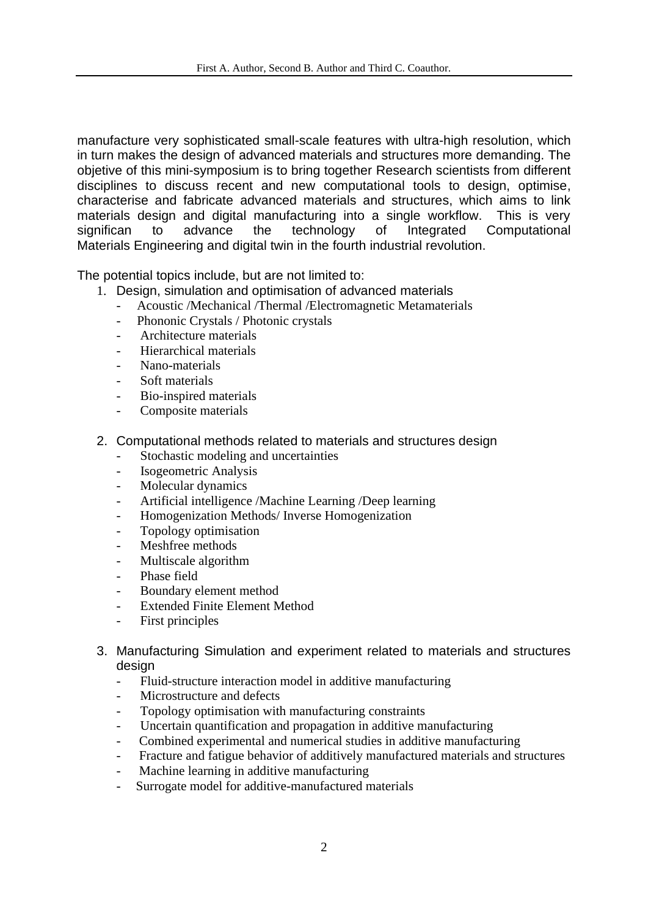manufacture very sophisticated small-scale features with ultra-high resolution, which in turn makes the design of advanced materials and structures more demanding. The objetive of this mini-symposium is to bring together Research scientists from different disciplines to discuss recent and new computational tools to design, optimise, characterise and fabricate advanced materials and structures, which aims to link materials design and digital manufacturing into a single workflow. This is very significan to advance the technology of Integrated Computational Materials Engineering and digital twin in the fourth industrial revolution.

The potential topics include, but are not limited to:

1. Design, simulation and optimisation of advanced materials
   - Acoustic /Mechanical /Thermal /Electromagnetic Metamaterials
   - Phononic Crystals / Photonic crystals
   - Architecture materials
   - Hierarchical materials
   - Nano-materials
   - Soft materials
   - Bio-inspired materials
   - Composite materials

2. Computational methods related to materials and structures design
   - Stochastic modeling and uncertainties
   - Isogeometric Analysis
   - Molecular dynamics
   - Artificial intelligence /Machine Learning /Deep learning
   - Homogenization Methods/ Inverse Homogenization
   - Topology optimisation
   - Meshfree methods
   - Multiscale algorithm
   - Phase field
   - Boundary element method
   - Extended Finite Element Method
   - First principles

3. Manufacturing Simulation and experiment related to materials and structures design
   - Fluid-structure interaction model in additive manufacturing
   - Microstructure and defects
   - Topology optimisation with manufacturing constraints
   - Uncertain quantification and propagation in additive manufacturing
   - Combined experimental and numerical studies in additive manufacturing
   - Fracture and fatigue behavior of additively manufactured materials and structures
   - Machine learning in additive manufacturing
   - Surrogate model for additive-manufactured materials